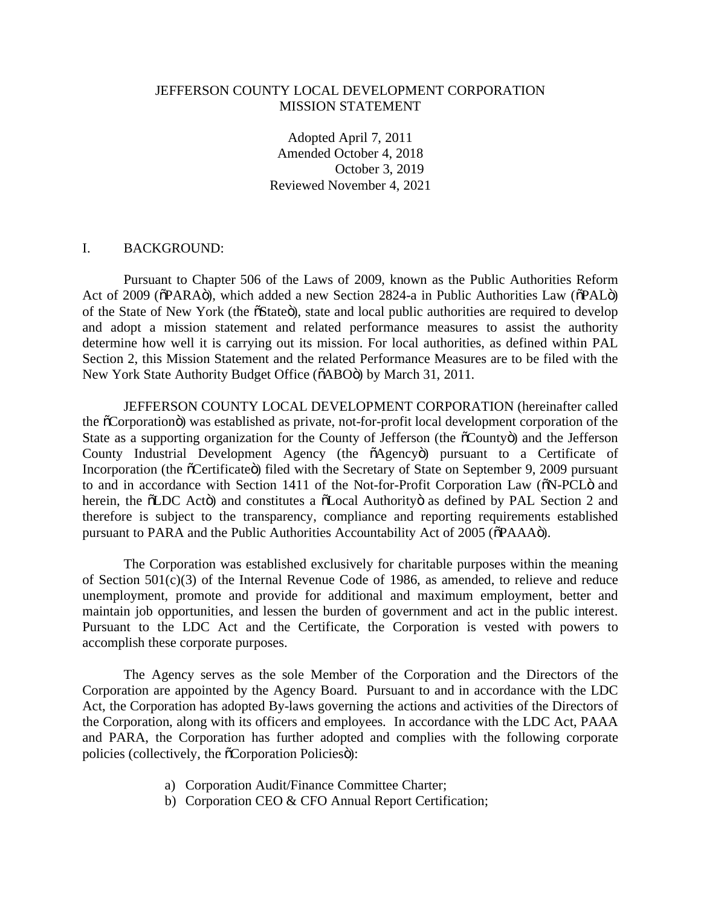# JEFFERSON COUNTY LOCAL DEVELOPMENT CORPORATION
# MISSION STATEMENT

Adopted April 7, 2011
Amended October 4, 2018
October 3, 2019
Reviewed November 4, 2021

## I. BACKGROUND:

Pursuant to Chapter 506 of the Laws of 2009, known as the Public Authorities Reform Act of 2009 ("PARA"), which added a new Section 2824-a in Public Authorities Law ("PAL") of the State of New York (the "State"), state and local public authorities are required to develop and adopt a mission statement and related performance measures to assist the authority determine how well it is carrying out its mission. For local authorities, as defined within PAL Section 2, this Mission Statement and the related Performance Measures are to be filed with the New York State Authority Budget Office ("ABO") by March 31, 2011.

JEFFERSON COUNTY LOCAL DEVELOPMENT CORPORATION (hereinafter called the "Corporation") was established as private, not-for-profit local development corporation of the State as a supporting organization for the County of Jefferson (the "County") and the Jefferson County Industrial Development Agency (the "Agency") pursuant to a Certificate of Incorporation (the "Certificate") filed with the Secretary of State on September 9, 2009 pursuant to and in accordance with Section 1411 of the Not-for-Profit Corporation Law ("N-PCL" and herein, the "LDC Act") and constitutes a "Local Authority" as defined by PAL Section 2 and therefore is subject to the transparency, compliance and reporting requirements established pursuant to PARA and the Public Authorities Accountability Act of 2005 ("PAAA").

The Corporation was established exclusively for charitable purposes within the meaning of Section 501(c)(3) of the Internal Revenue Code of 1986, as amended, to relieve and reduce unemployment, promote and provide for additional and maximum employment, better and maintain job opportunities, and lessen the burden of government and act in the public interest. Pursuant to the LDC Act and the Certificate, the Corporation is vested with powers to accomplish these corporate purposes.

The Agency serves as the sole Member of the Corporation and the Directors of the Corporation are appointed by the Agency Board. Pursuant to and in accordance with the LDC Act, the Corporation has adopted By-laws governing the actions and activities of the Directors of the Corporation, along with its officers and employees. In accordance with the LDC Act, PAAA and PARA, the Corporation has further adopted and complies with the following corporate policies (collectively, the "Corporation Policies"):

a) Corporation Audit/Finance Committee Charter;
b) Corporation CEO & CFO Annual Report Certification;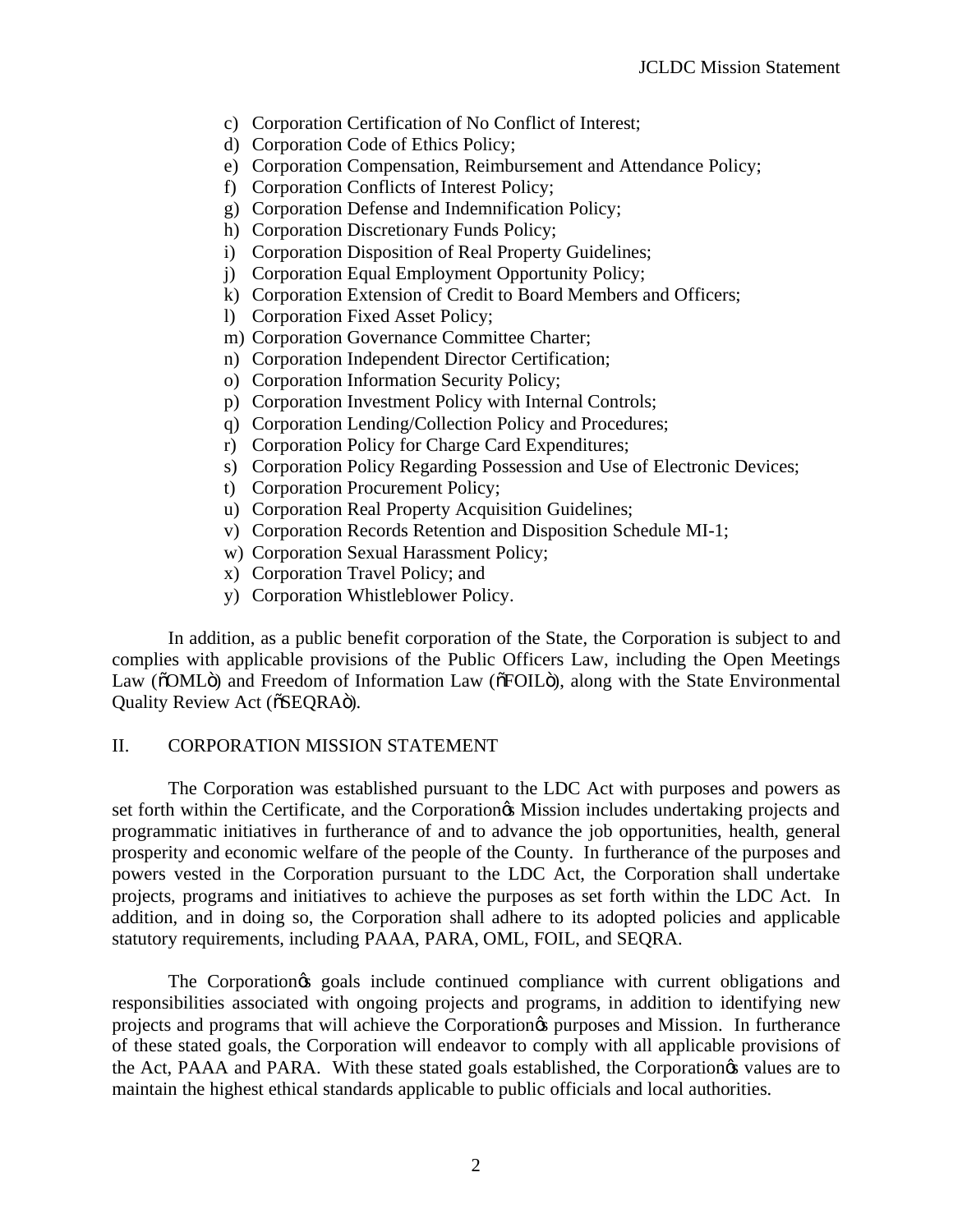c) Corporation Certification of No Conflict of Interest;
d) Corporation Code of Ethics Policy;
e) Corporation Compensation, Reimbursement and Attendance Policy;
f) Corporation Conflicts of Interest Policy;
g) Corporation Defense and Indemnification Policy;
h) Corporation Discretionary Funds Policy;
i) Corporation Disposition of Real Property Guidelines;
j) Corporation Equal Employment Opportunity Policy;
k) Corporation Extension of Credit to Board Members and Officers;
l) Corporation Fixed Asset Policy;
m) Corporation Governance Committee Charter;
n) Corporation Independent Director Certification;
o) Corporation Information Security Policy;
p) Corporation Investment Policy with Internal Controls;
q) Corporation Lending/Collection Policy and Procedures;
r) Corporation Policy for Charge Card Expenditures;
s) Corporation Policy Regarding Possession and Use of Electronic Devices;
t) Corporation Procurement Policy;
u) Corporation Real Property Acquisition Guidelines;
v) Corporation Records Retention and Disposition Schedule MI-1;
w) Corporation Sexual Harassment Policy;
x) Corporation Travel Policy; and
y) Corporation Whistleblower Policy.

In addition, as a public benefit corporation of the State, the Corporation is subject to and complies with applicable provisions of the Public Officers Law, including the Open Meetings Law ("OML") and Freedom of Information Law ("FOIL"), along with the State Environmental Quality Review Act ("SEQRA").

## II. CORPORATION MISSION STATEMENT

The Corporation was established pursuant to the LDC Act with purposes and powers as set forth within the Certificate, and the Corporation's Mission includes undertaking projects and programmatic initiatives in furtherance of and to advance the job opportunities, health, general prosperity and economic welfare of the people of the County. In furtherance of the purposes and powers vested in the Corporation pursuant to the LDC Act, the Corporation shall undertake projects, programs and initiatives to achieve the purposes as set forth within the LDC Act. In addition, and in doing so, the Corporation shall adhere to its adopted policies and applicable statutory requirements, including PAAA, PARA, OML, FOIL, and SEQRA.

The Corporation's goals include continued compliance with current obligations and responsibilities associated with ongoing projects and programs, in addition to identifying new projects and programs that will achieve the Corporation's purposes and Mission. In furtherance of these stated goals, the Corporation will endeavor to comply with all applicable provisions of the Act, PAAA and PARA. With these stated goals established, the Corporation's values are to maintain the highest ethical standards applicable to public officials and local authorities.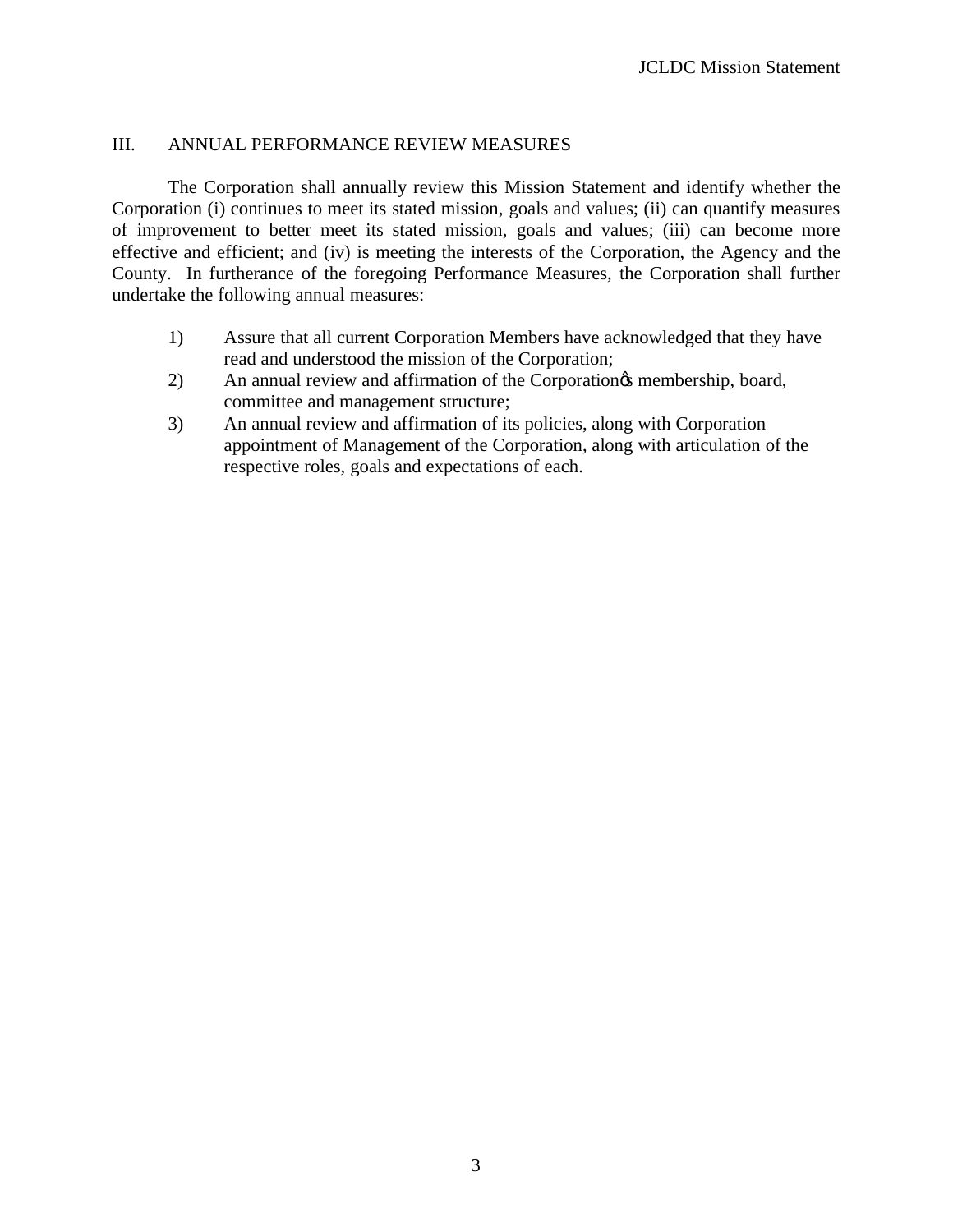## III. ANNUAL PERFORMANCE REVIEW MEASURES

The Corporation shall annually review this Mission Statement and identify whether the Corporation (i) continues to meet its stated mission, goals and values; (ii) can quantify measures of improvement to better meet its stated mission, goals and values; (iii) can become more effective and efficient; and (iv) is meeting the interests of the Corporation, the Agency and the County. In furtherance of the foregoing Performance Measures, the Corporation shall further undertake the following annual measures:

1) Assure that all current Corporation Members have acknowledged that they have read and understood the mission of the Corporation;
2) An annual review and affirmation of the Corporation's membership, board, committee and management structure;
3) An annual review and affirmation of its policies, along with Corporation appointment of Management of the Corporation, along with articulation of the respective roles, goals and expectations of each.